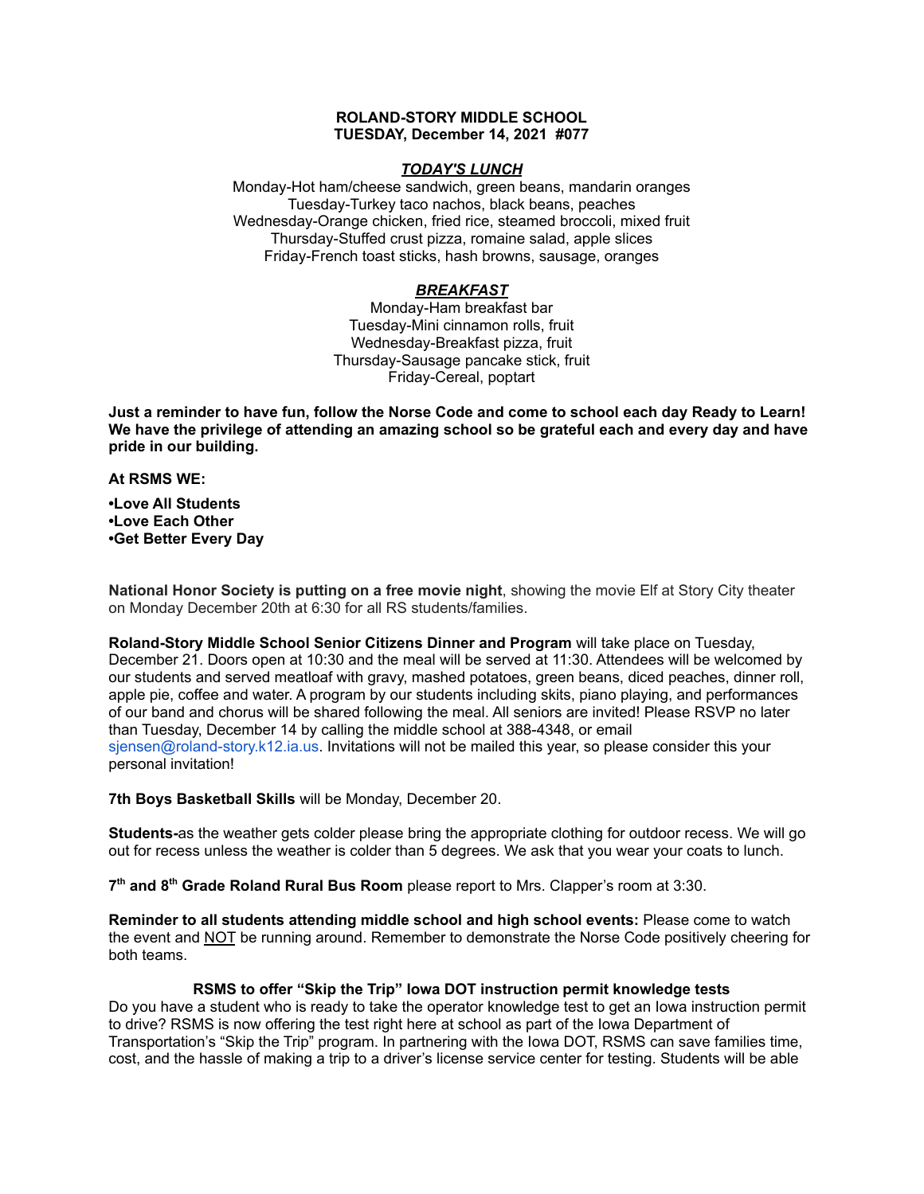**ROLAND-STORY MIDDLE SCHOOL**
**TUESDAY, December 14, 2021 #077**

***<u>TODAY'S LUNCH</u>***

Monday-Hot ham/cheese sandwich, green beans, mandarin oranges
Tuesday-Turkey taco nachos, black beans, peaches
Wednesday-Orange chicken, fried rice, steamed broccoli, mixed fruit
Thursday-Stuffed crust pizza, romaine salad, apple slices
Friday-French toast sticks, hash browns, sausage, oranges

***<u>BREAKFAST</u>***

Monday-Ham breakfast bar
Tuesday-Mini cinnamon rolls, fruit
Wednesday-Breakfast pizza, fruit
Thursday-Sausage pancake stick, fruit
Friday-Cereal, poptart

**Just a reminder to have fun, follow the Norse Code and come to school each day Ready to Learn! We have the privilege of attending an amazing school so be grateful each and every day and have pride in our building.**

**At RSMS WE:**

**•Love All Students**
**•Love Each Other**
**•Get Better Every Day**

**National Honor Society is putting on a free movie night**, showing the movie Elf at Story City theater on Monday December 20th at 6:30 for all RS students/families.

**Roland-Story Middle School Senior Citizens Dinner and Program** will take place on Tuesday, December 21. Doors open at 10:30 and the meal will be served at 11:30. Attendees will be welcomed by our students and served meatloaf with gravy, mashed potatoes, green beans, diced peaches, dinner roll, apple pie, coffee and water. A program by our students including skits, piano playing, and performances of our band and chorus will be shared following the meal. All seniors are invited! Please RSVP no later than Tuesday, December 14 by calling the middle school at 388-4348, or email sjensen@roland-story.k12.ia.us. Invitations will not be mailed this year, so please consider this your personal invitation!

**7th Boys Basketball Skills** will be Monday, December 20.

**Students-**as the weather gets colder please bring the appropriate clothing for outdoor recess. We will go out for recess unless the weather is colder than 5 degrees. We ask that you wear your coats to lunch.

**7th and 8th Grade Roland Rural Bus Room** please report to Mrs. Clapper's room at 3:30.

**Reminder to all students attending middle school and high school events:** Please come to watch the event and <u>NOT</u> be running around. Remember to demonstrate the Norse Code positively cheering for both teams.

**RSMS to offer "Skip the Trip" Iowa DOT instruction permit knowledge tests**

Do you have a student who is ready to take the operator knowledge test to get an Iowa instruction permit to drive? RSMS is now offering the test right here at school as part of the Iowa Department of Transportation's "Skip the Trip" program. In partnering with the Iowa DOT, RSMS can save families time, cost, and the hassle of making a trip to a driver's license service center for testing. Students will be able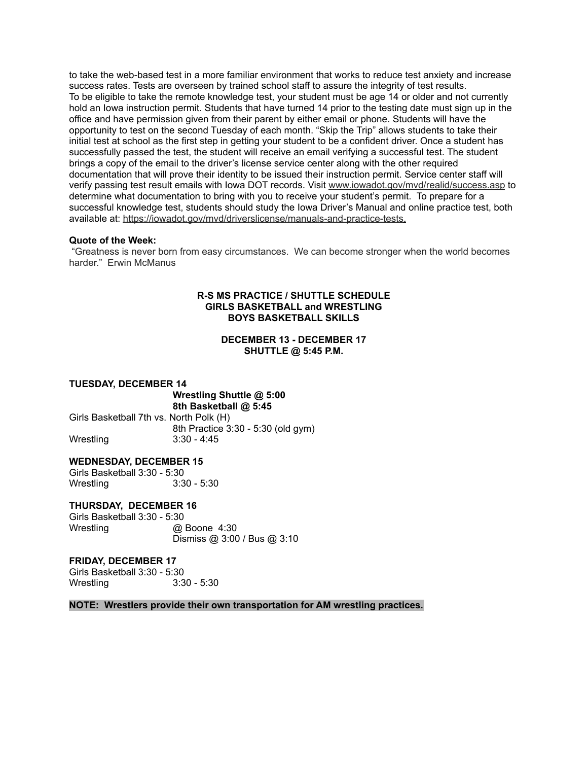to take the web-based test in a more familiar environment that works to reduce test anxiety and increase success rates. Tests are overseen by trained school staff to assure the integrity of test results.
To be eligible to take the remote knowledge test, your student must be age 14 or older and not currently hold an Iowa instruction permit. Students that have turned 14 prior to the testing date must sign up in the office and have permission given from their parent by either email or phone. Students will have the opportunity to test on the second Tuesday of each month. "Skip the Trip" allows students to take their initial test at school as the first step in getting your student to be a confident driver. Once a student has successfully passed the test, the student will receive an email verifying a successful test. The student brings a copy of the email to the driver's license service center along with the other required documentation that will prove their identity to be issued their instruction permit. Service center staff will verify passing test result emails with Iowa DOT records. Visit www.iowadot.gov/mvd/realid/success.asp to determine what documentation to bring with you to receive your student's permit. To prepare for a successful knowledge test, students should study the Iowa Driver's Manual and online practice test, both available at: https://iowadot.gov/mvd/driverslicense/manuals-and-practice-tests.

**Quote of the Week:**
"Greatness is never born from easy circumstances. We can become stronger when the world becomes harder." Erwin McManus

**R-S MS PRACTICE / SHUTTLE SCHEDULE**
**GIRLS BASKETBALL and WRESTLING**
**BOYS BASKETBALL SKILLS**

**DECEMBER 13 - DECEMBER 17**
**SHUTTLE @ 5:45 P.M.**

**TUESDAY, DECEMBER 14**
**Wrestling Shuttle @ 5:00**
**8th Basketball @ 5:45**
Girls Basketball 7th vs. North Polk (H)
8th Practice 3:30 - 5:30 (old gym)
Wrestling 3:30 - 4:45

**WEDNESDAY, DECEMBER 15**
Girls Basketball 3:30 - 5:30
Wrestling 3:30 - 5:30

**THURSDAY, DECEMBER 16**
Girls Basketball 3:30 - 5:30
Wrestling @ Boone 4:30
Dismiss @ 3:00 / Bus @ 3:10

**FRIDAY, DECEMBER 17**
Girls Basketball 3:30 - 5:30
Wrestling 3:30 - 5:30

**NOTE: Wrestlers provide their own transportation for AM wrestling practices.**